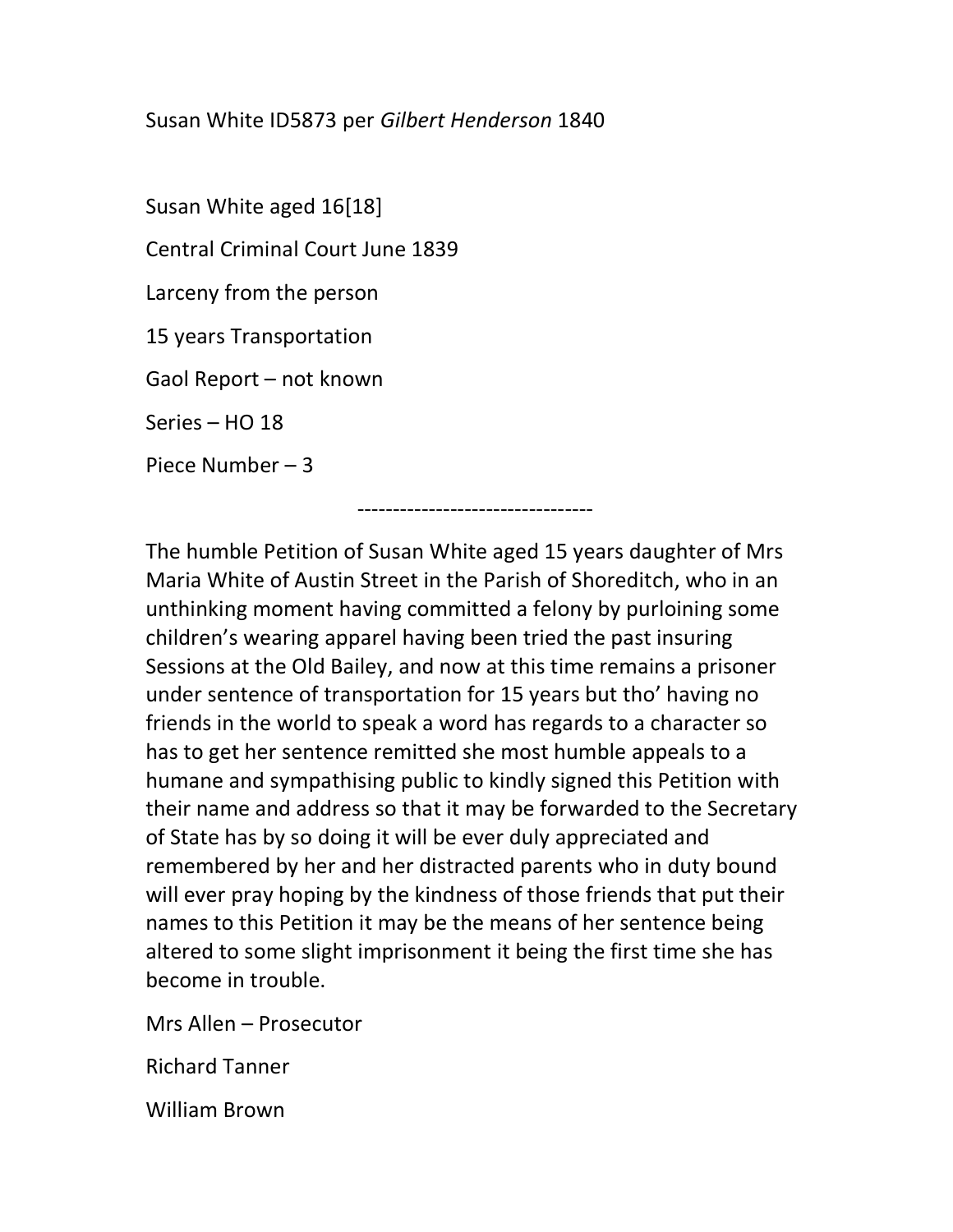Susan White ID5873 per *Gilbert Henderson* 1840

Susan White aged 16[18]

Central Criminal Court June 1839

Larceny from the person

15 years Transportation

Gaol Report – not known

Series – HO 18

Piece Number – 3

---------------------------------

The humble Petition of Susan White aged 15 years daughter of Mrs Maria White of Austin Street in the Parish of Shoreditch, who in an unthinking moment having committed a felony by purloining some children's wearing apparel having been tried the past insuring Sessions at the Old Bailey, and now at this time remains a prisoner under sentence of transportation for 15 years but tho' having no friends in the world to speak a word has regards to a character so has to get her sentence remitted she most humble appeals to a humane and sympathising public to kindly signed this Petition with their name and address so that it may be forwarded to the Secretary of State has by so doing it will be ever duly appreciated and remembered by her and her distracted parents who in duty bound will ever pray hoping by the kindness of those friends that put their names to this Petition it may be the means of her sentence being altered to some slight imprisonment it being the first time she has become in trouble.

Mrs Allen – Prosecutor

Richard Tanner

William Brown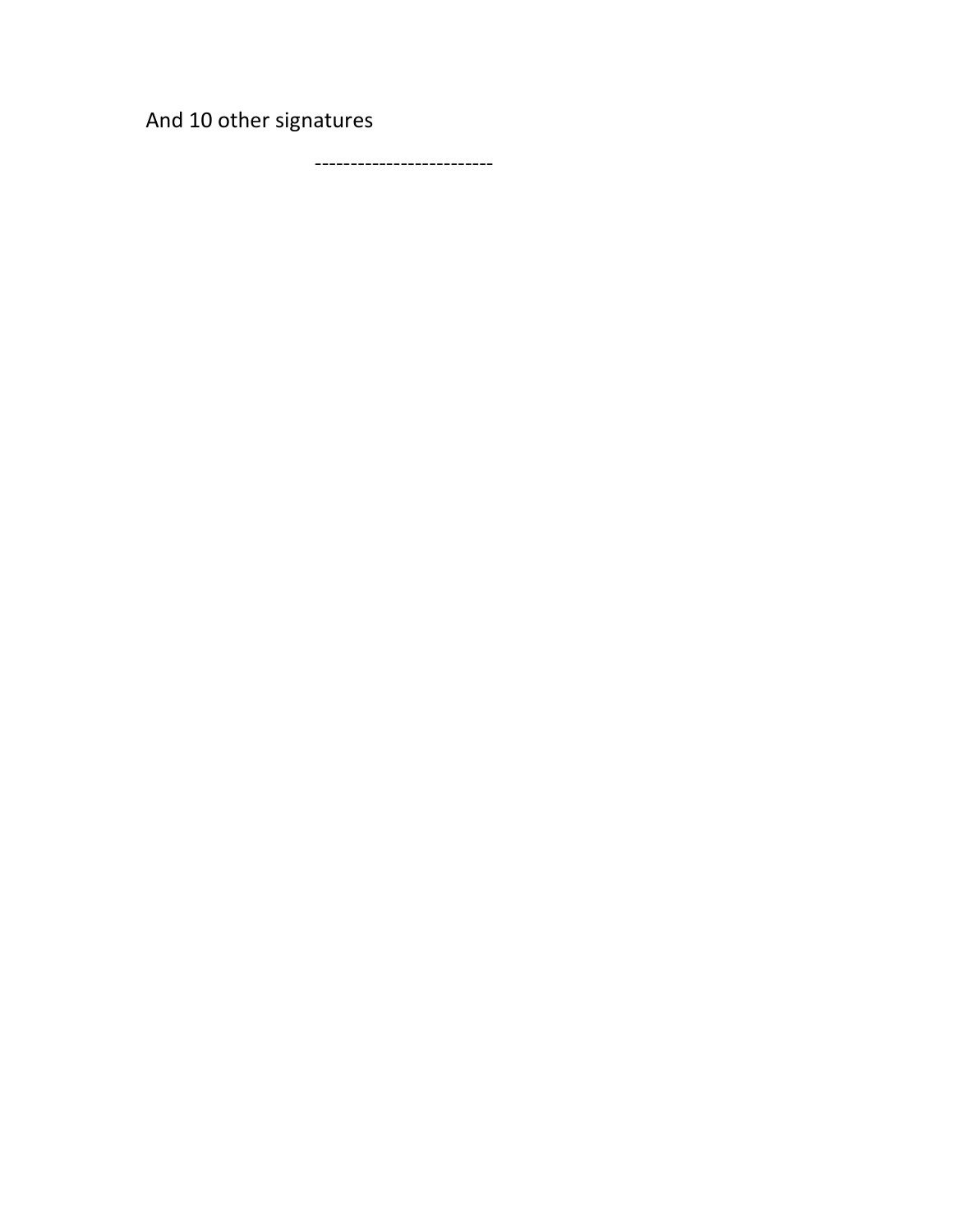And 10 other signatures

-------------------------